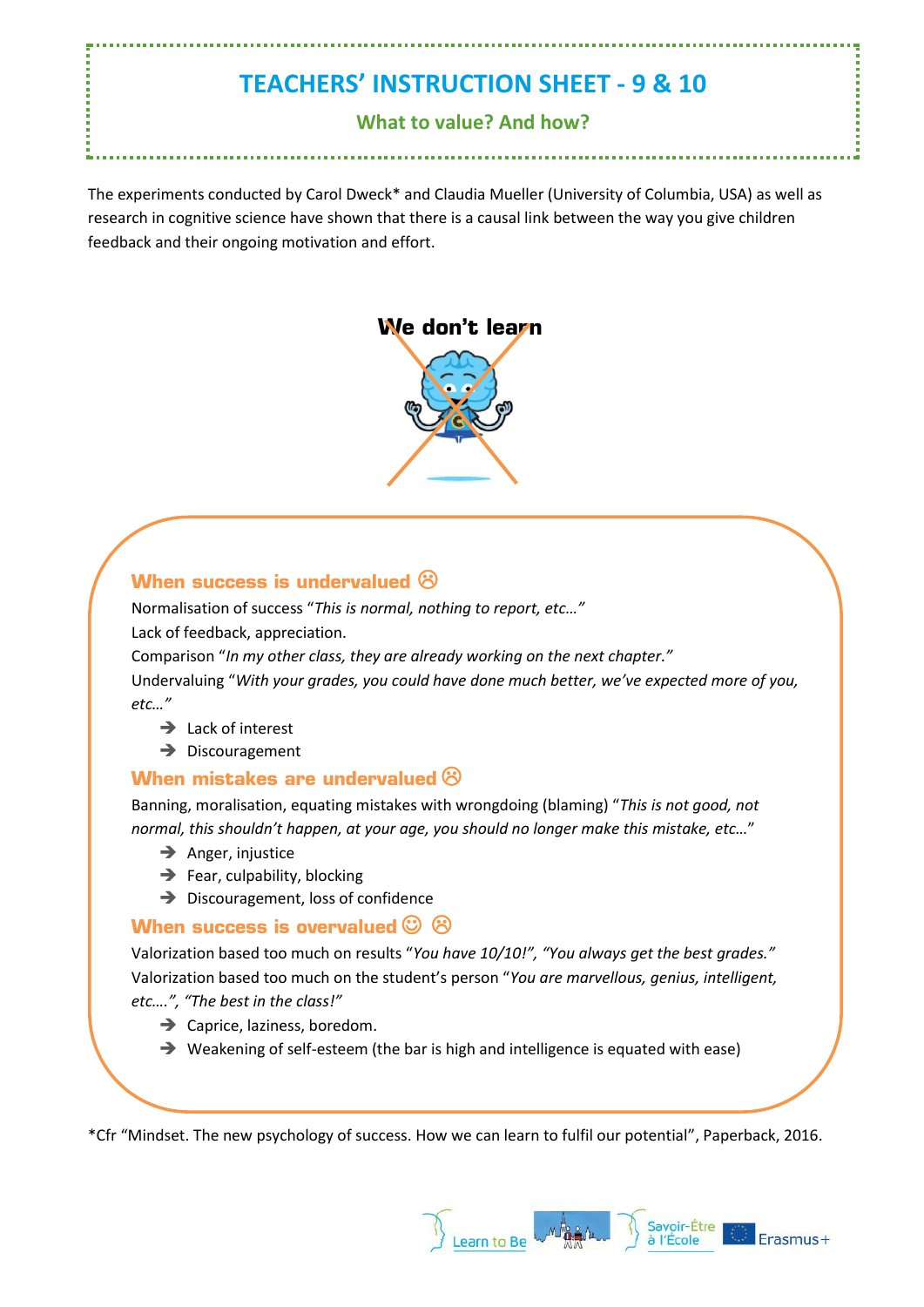# TEACHERS' INSTRUCTION SHEET - 9 & 10

## What to value? And how?

The experiments conducted by Carol Dweck* and Claudia Mueller (University of Columbia, USA) as well as research in cognitive science have shown that there is a causal link between the way you give children feedback and their ongoing motivation and effort.

**We don't learn**

### When success is undervalued ☹

Normalisation of success "*This is normal, nothing to report, etc…*"

Lack of feedback, appreciation.

Comparison "*In my other class, they are already working on the next chapter.*"

Undervaluing "*With your grades, you could have done much better, we've expected more of you, etc…*"

- ➔ Lack of interest
- ➔ Discouragement

### When mistakes are undervalued ☹

Banning, moralisation, equating mistakes with wrongdoing (blaming) "*This is not good, not normal, this shouldn't happen, at your age, you should no longer make this mistake, etc…*"

- ➔ Anger, injustice
- ➔ Fear, culpability, blocking
- ➔ Discouragement, loss of confidence

### When success is overvalued ☺ ☹

Valorization based too much on results "*You have 10/10!", "You always get the best grades.*"

Valorization based too much on the student's person "*You are marvellous, genius, intelligent, etc….", "The best in the class!*"

- ➔ Caprice, laziness, boredom.
- ➔ Weakening of self-esteem (the bar is high and intelligence is equated with ease)

*Cfr "Mindset. The new psychology of success. How we can learn to fulfil our potential", Paperback, 2016.

Learn to Be · Savoir-Être à l'École · Erasmus+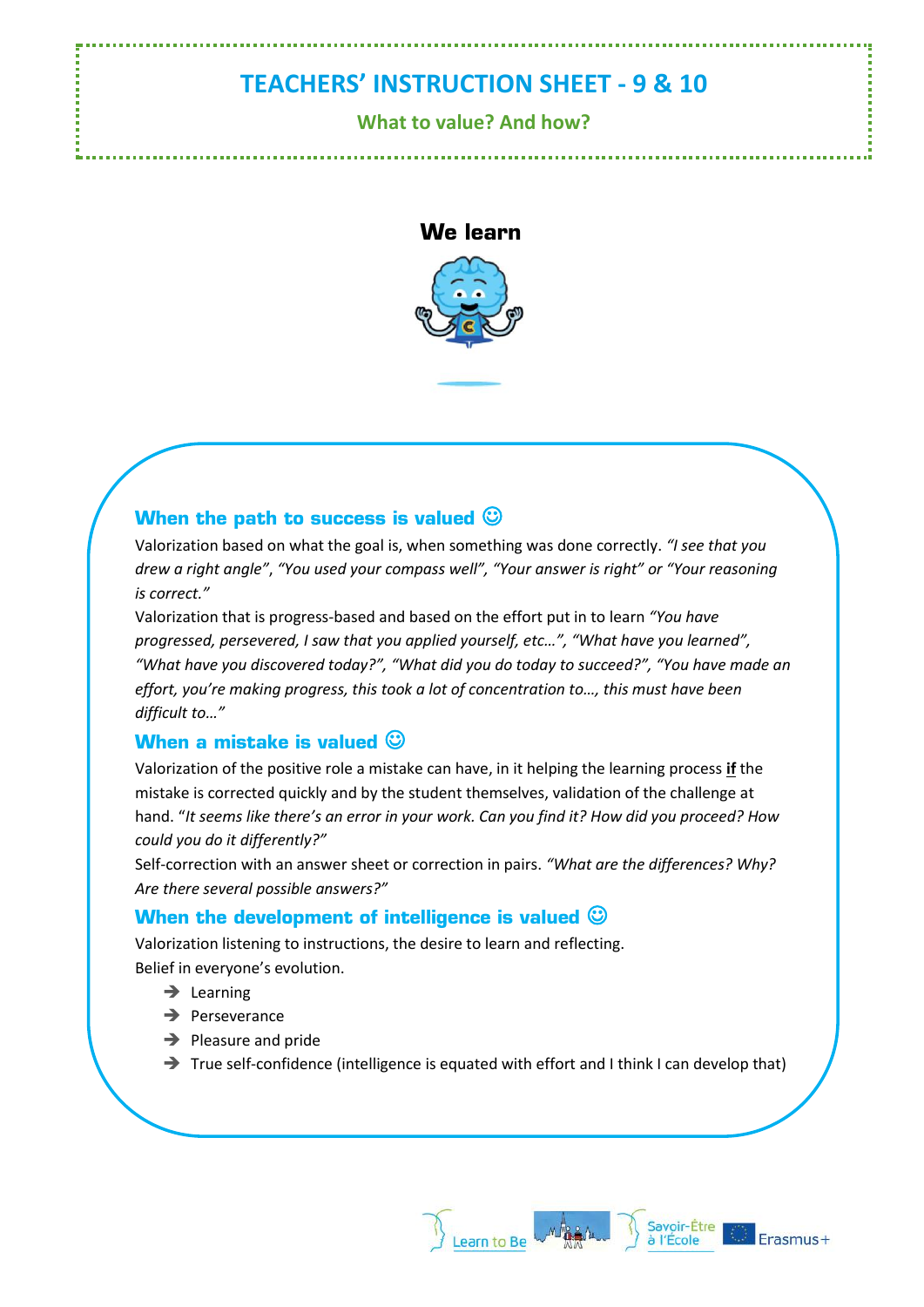# TEACHERS' INSTRUCTION SHEET - 9 & 10

**What to value? And how?**

## We learn

### When the path to success is valued ☺

Valorization based on what the goal is, when something was done correctly. *"I see that you drew a right angle"*, *"You used your compass well"*, *"Your answer is right"* or *"Your reasoning is correct."*

Valorization that is progress-based and based on the effort put in to learn *"You have progressed, persevered, I saw that you applied yourself, etc…"*, *"What have you learned"*, *"What have you discovered today?"*, *"What did you do today to succeed?"*, *"You have made an effort, you're making progress, this took a lot of concentration to…, this must have been difficult to…"*

### When a mistake is valued ☺

Valorization of the positive role a mistake can have, in it helping the learning process **if** the mistake is corrected quickly and by the student themselves, validation of the challenge at hand. "*It seems like there's an error in your work. Can you find it? How did you proceed? How could you do it differently?"*

Self-correction with an answer sheet or correction in pairs. *"What are the differences? Why? Are there several possible answers?"*

### When the development of intelligence is valued ☺

Valorization listening to instructions, the desire to learn and reflecting.

Belief in everyone's evolution.

- ➔ Learning
- ➔ Perseverance
- ➔ Pleasure and pride
- ➔ True self-confidence (intelligence is equated with effort and I think I can develop that)